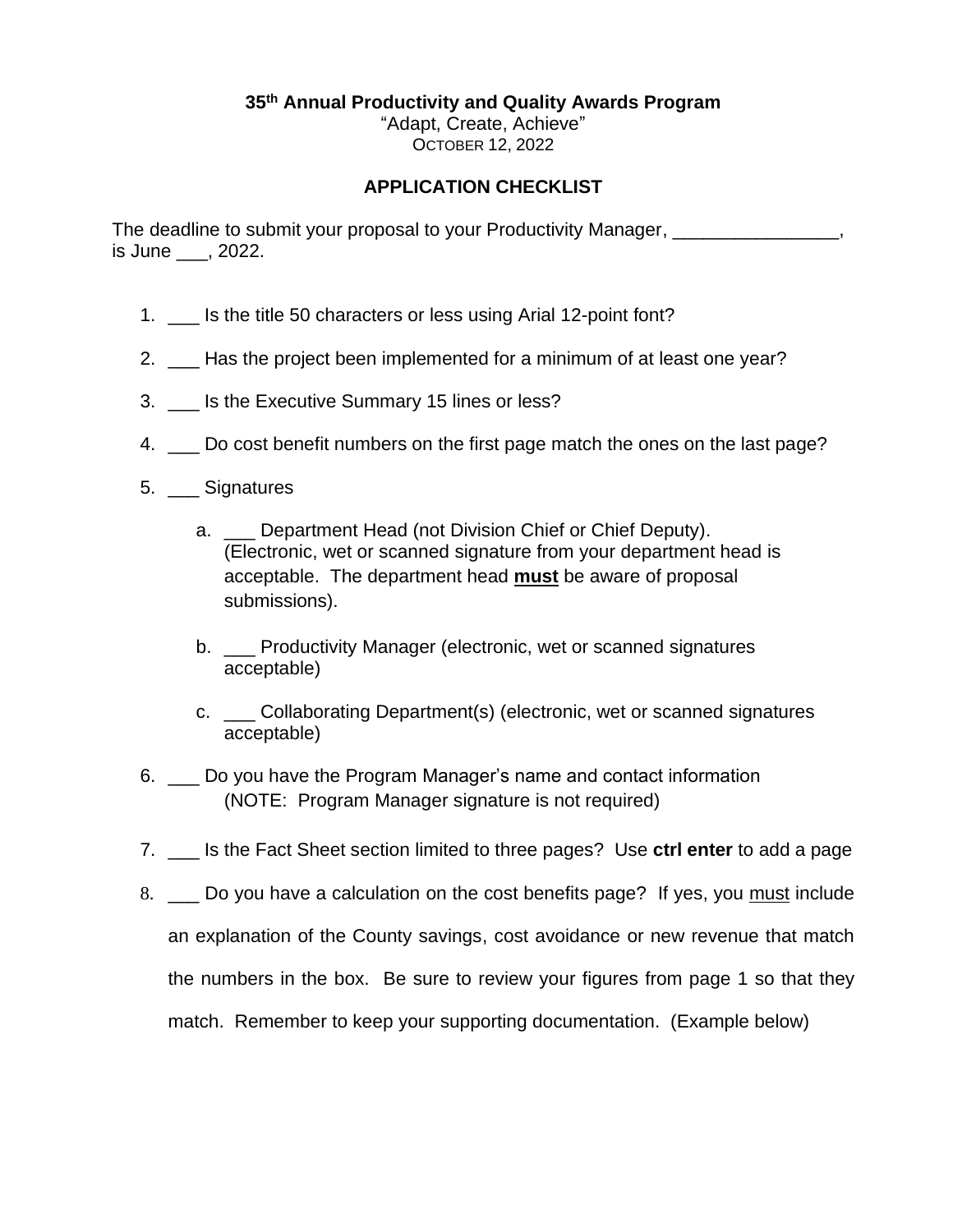**35th Annual Productivity and Quality Awards Program**
"Adapt, Create, Achieve"
OCTOBER 12, 2022

## APPLICATION CHECKLIST

The deadline to submit your proposal to your Productivity Manager, ________________, is June ___, 2022.

1. ___ Is the title 50 characters or less using Arial 12-point font?
2. ___ Has the project been implemented for a minimum of at least one year?
3. ___ Is the Executive Summary 15 lines or less?
4. ___ Do cost benefit numbers on the first page match the ones on the last page?
5. ___ Signatures
   a. ___ Department Head (not Division Chief or Chief Deputy). (Electronic, wet or scanned signature from your department head is acceptable. The department head **<u>must</u>** be aware of proposal submissions).
   b. ___ Productivity Manager (electronic, wet or scanned signatures acceptable)
   c. ___ Collaborating Department(s) (electronic, wet or scanned signatures acceptable)
6. ___ Do you have the Program Manager's name and contact information (NOTE: Program Manager signature is not required)
7. ___ Is the Fact Sheet section limited to three pages? Use **ctrl enter** to add a page
8. ___ Do you have a calculation on the cost benefits page? If yes, you <u>must</u> include an explanation of the County savings, cost avoidance or new revenue that match the numbers in the box. Be sure to review your figures from page 1 so that they match. Remember to keep your supporting documentation. (Example below)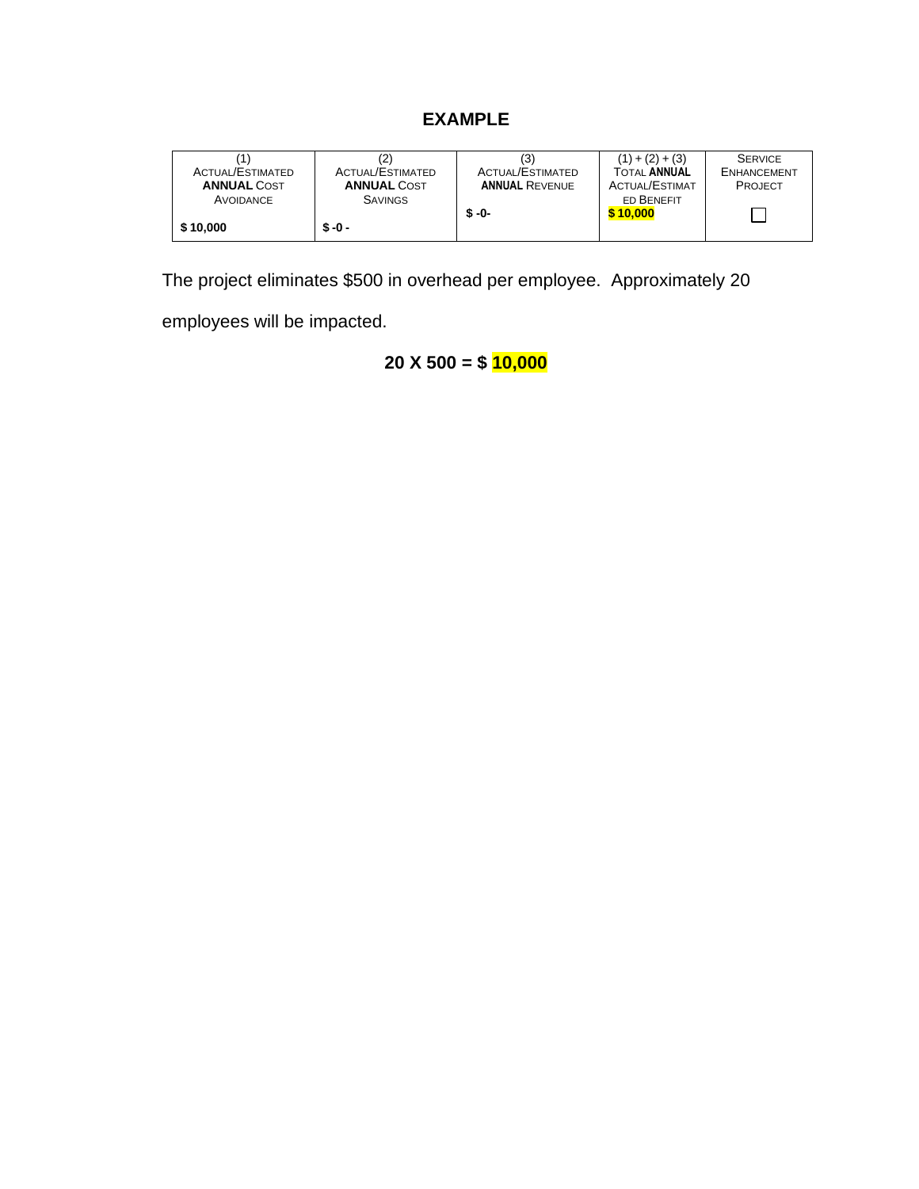## EXAMPLE

| (1) Actual/Estimated **ANNUAL** Cost Avoidance | (2) Actual/Estimated **ANNUAL** Cost Savings | (3) Actual/Estimated **ANNUAL** Revenue | (1) + (2) + (3) Total **ANNUAL** Actual/Estimated Benefit | Service Enhancement Project |
|---|---|---|---|---|
| **$ 10,000** | **$ -0 -** | **$ -0-** | **$ 10,000** | ☐ |

The project eliminates $500 in overhead per employee. Approximately 20 employees will be impacted.

**20 X 500 = $ 10,000**